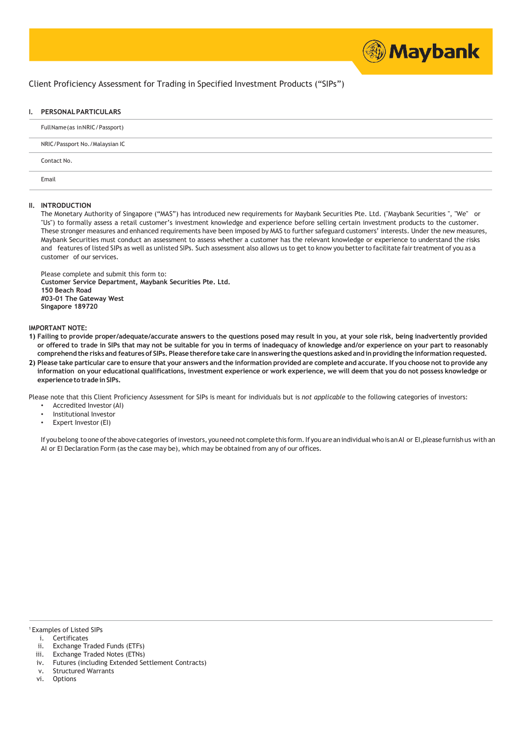Client Proficiency Assessment for Trading in Specified Investment Products ("SIPs")

## I. PERSONAL PARTICULARS

| |
|---|
| Full Name (as in NRIC / Passport) |
| NRIC / Passport No. / Malaysian IC |
| Contact No. |
| Email |

## II. INTRODUCTION

The Monetary Authority of Singapore ("MAS") has introduced new requirements for Maybank Securities Pte. Ltd. ("Maybank Securities ", "We" or "Us") to formally assess a retail customer's investment knowledge and experience before selling certain investment products to the customer. These stronger measures and enhanced requirements have been imposed by MAS to further safeguard customers' interests. Under the new measures, Maybank Securities must conduct an assessment to assess whether a customer has the relevant knowledge or experience to understand the risks and features of listed SIPs as well as unlisted SIPs. Such assessment also allows us to get to know you better to facilitate fair treatment of you as a customer of our services.

Please complete and submit this form to:
**Customer Service Department, Maybank Securities Pte. Ltd.**
**150 Beach Road**
**#03-01 The Gateway West**
**Singapore 189720**

**IMPORTANT NOTE:**

**1) Failing to provide proper/adequate/accurate answers to the questions posed may result in you, at your sole risk, being inadvertently provided or offered to trade in SIPs that may not be suitable for you in terms of inadequacy of knowledge and/or experience on your part to reasonably comprehend the risks and features of SIPs. Please therefore take care in answering the questions asked and in providing the information requested.**

**2) Please take particular care to ensure that your answers and the information provided are complete and accurate. If you choose not to provide any information on your educational qualifications, investment experience or work experience, we will deem that you do not possess knowledge or experience to trade in SIPs.**

Please note that this Client Proficiency Assessment for SIPs is meant for individuals but is *not applicable* to the following categories of investors:

- Accredited Investor (AI)
- Institutional Investor
- Expert Investor (EI)

If you belong to one of the above categories of investors, you need not complete this form. If you are an individual who is an AI or EI, please furnish us with an AI or EI Declaration Form (as the case may be), which may be obtained from any of our offices.

---

[1] Examples of Listed SIPs

i. Certificates
ii. Exchange Traded Funds (ETFs)
iii. Exchange Traded Notes (ETNs)
iv. Futures (including Extended Settlement Contracts)
v. Structured Warrants
vi. Options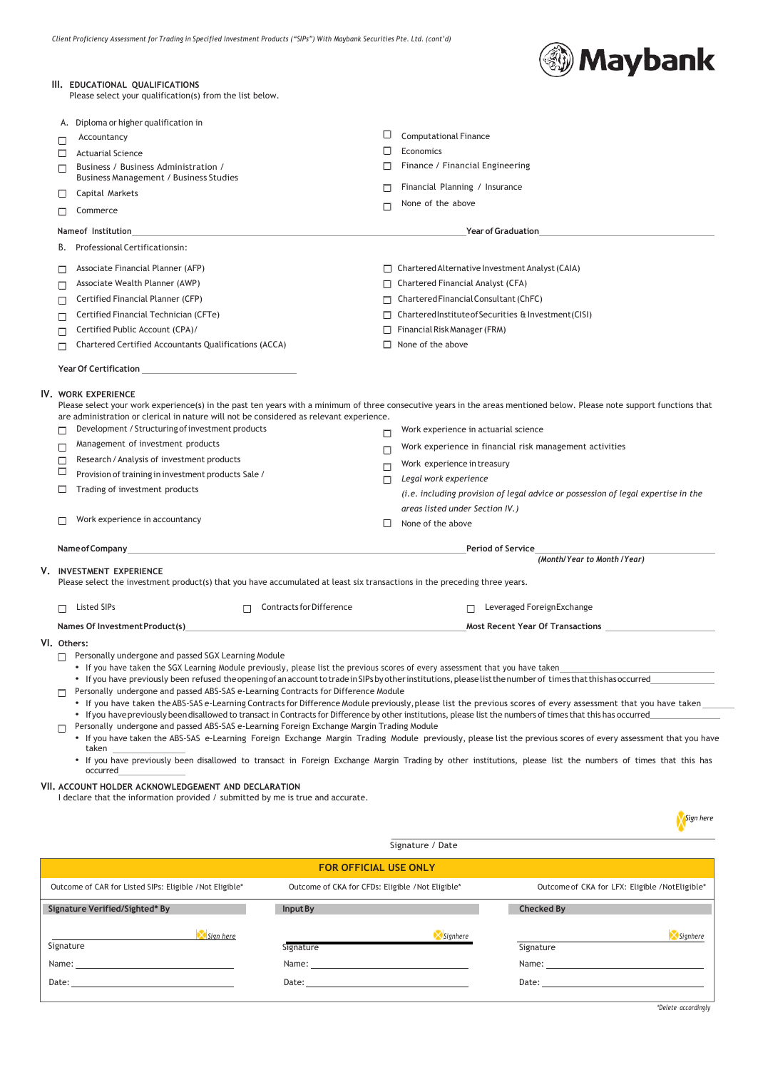## III. EDUCATIONAL QUALIFICATIONS

Please select your qualification(s) from the list below.

A. Diploma or higher qualification in

- ☐ Accountancy
- ☐ Actuarial Science
- ☐ Business / Business Administration / Business Management / Business Studies
- ☐ Capital Markets
- ☐ Commerce
- ☐ Computational Finance
- ☐ Economics
- ☐ Finance / Financial Engineering
- ☐ Financial Planning / Insurance
- ☐ None of the above

**Nameof Institution** ______________________ **Year of Graduation** ______________________

B. Professional Certificationsin:

- ☐ Associate Financial Planner (AFP)
- ☐ Associate Wealth Planner (AWP)
- ☐ Certified Financial Planner (CFP)
- ☐ Certified Financial Technician (CFTe)
- ☐ Certified Public Account (CPA)/
- ☐ Chartered Certified Accountants Qualifications (ACCA)
- ☐ Chartered Alternative Investment Analyst (CAIA)
- ☐ Chartered Financial Analyst (CFA)
- ☐ Chartered Financial Consultant (ChFC)
- ☐ Chartered Institute of Securities & Investment (CISI)
- ☐ Financial Risk Manager (FRM)
- ☐ None of the above

**Year Of Certification** ______________________

## IV. WORK EXPERIENCE

Please select your work experience(s) in the past ten years with a minimum of three consecutive years in the areas mentioned below. Please note support functions that are administration or clerical in nature will not be considered as relevant experience.

- ☐ Development / Structuring of investment products
- ☐ Management of investment products
- ☐ Research / Analysis of investment products
- ☐ Provision of training in investment products Sale /
- ☐ Trading of investment products
- ☐ Work experience in accountancy
- ☐ Work experience in actuarial science
- ☐ Work experience in financial risk management activities
- ☐ Work experience in treasury
- ☐ *Legal work experience*
  *(i.e. including provision of legal advice or possession of legal expertise in the areas listed under Section IV.)*
- ☐ None of the above

**Name of Company** ______________________ **Period of Service** ______________________
*(Month/ Year to Month / Year)*

## V. INVESTMENT EXPERIENCE

Please select the investment product(s) that you have accumulated at least six transactions in the preceding three years.

- ☐ Listed SIPs
- ☐ Contracts for Difference
- ☐ Leveraged Foreign Exchange

**Names Of Investment Product(s)** ______________________ **Most Recent Year Of Transactions** ______________________

## VI. Others:

- ☐ Personally undergone and passed SGX Learning Module
  - If you have taken the SGX Learning Module previously, please list the previous scores of every assessment that you have taken ______________________
  - If you have previously been refused the opening of an account to trade in SIPs by other institutions, please list the number of times that this has occurred ______________________
- ☐ Personally undergone and passed ABS-SAS e-Learning Contracts for Difference Module
  - If you have taken the ABS-SAS e-Learning Contracts for Difference Module previously, please list the previous scores of every assessment that you have taken ______________________
  - If you have previously been disallowed to transact in Contracts for Difference by other institutions, please list the numbers of times that this has occurred ______________________
- ☐ Personally undergone and passed ABS-SAS e-Learning Foreign Exchange Margin Trading Module
  - If you have taken the ABS-SAS e-Learning Foreign Exchange Margin Trading Module previously, please list the previous scores of every assessment that you have taken ______________________
  - If you have previously been disallowed to transact in Foreign Exchange Margin Trading by other institutions, please list the numbers of times that this has occurred ______________________

## VII. ACCOUNT HOLDER ACKNOWLEDGEMENT AND DECLARATION

I declare that the information provided / submitted by me is true and accurate.

*Sign here*

______________________
Signature / Date

**FOR OFFICIAL USE ONLY**

| | | |
|---|---|---|
| Outcome of CAR for Listed SIPs: Eligible / Not Eligible* | Outcome of CKA for CFDs: Eligible / Not Eligible* | Outcome of CKA for LFX: Eligible / NotEligible* |
| **Signature Verified/Sighted\* By** | **Input By** | **Checked By** |
| *Sign here* ______________________ Signature | *Signhere* ______________________ Signature | *Signhere* ______________________ Signature |
| Name: ______________________ | Name: ______________________ | Name: ______________________ |
| Date: ______________________ | Date: ______________________ | Date: ______________________ |

*Delete accordingly